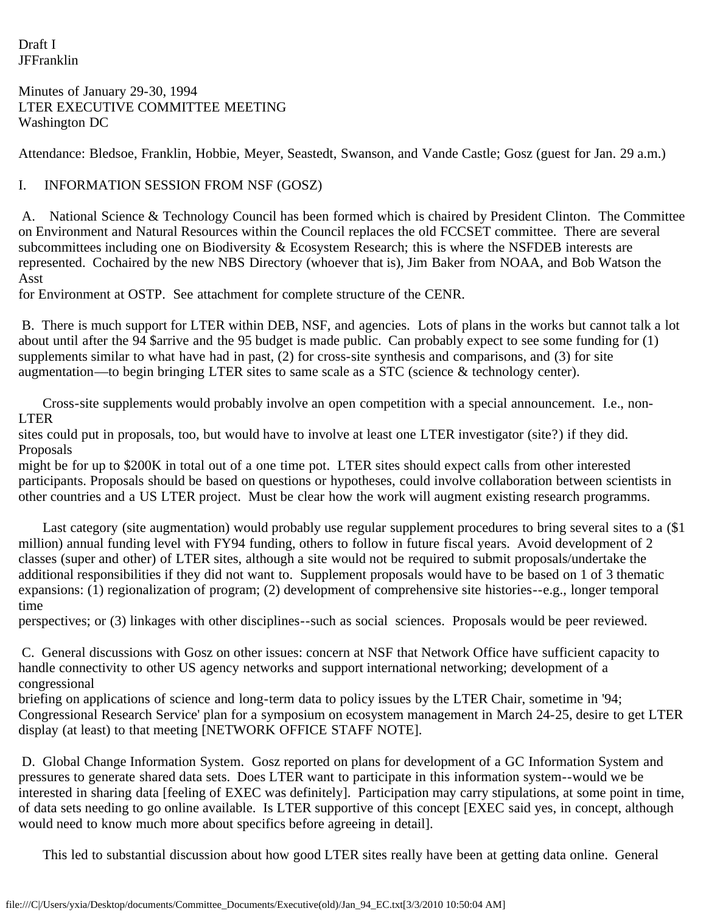Draft I
JFFranklin

Minutes of January 29-30, 1994
LTER EXECUTIVE COMMITTEE MEETING
Washington DC

Attendance: Bledsoe, Franklin, Hobbie, Meyer, Seastedt, Swanson, and Vande Castle; Gosz (guest for Jan. 29 a.m.)

I. INFORMATION SESSION FROM NSF (GOSZ)

A. National Science & Technology Council has been formed which is chaired by President Clinton. The Committee on Environment and Natural Resources within the Council replaces the old FCCSET committee. There are several subcommittees including one on Biodiversity & Ecosystem Research; this is where the NSFDEB interests are represented. Cochaired by the new NBS Directory (whoever that is), Jim Baker from NOAA, and Bob Watson the Asst for Environment at OSTP. See attachment for complete structure of the CENR.

B. There is much support for LTER within DEB, NSF, and agencies. Lots of plans in the works but cannot talk a lot about until after the 94 $arrive and the 95 budget is made public. Can probably expect to see some funding for (1) supplements similar to what have had in past, (2) for cross-site synthesis and comparisons, and (3) for site augmentation—to begin bringing LTER sites to same scale as a STC (science & technology center).

Cross-site supplements would probably involve an open competition with a special announcement. I.e., non-LTER sites could put in proposals, too, but would have to involve at least one LTER investigator (site?) if they did. Proposals might be for up to $200K in total out of a one time pot. LTER sites should expect calls from other interested participants. Proposals should be based on questions or hypotheses, could involve collaboration between scientists in other countries and a US LTER project. Must be clear how the work will augment existing research programms.

Last category (site augmentation) would probably use regular supplement procedures to bring several sites to a ($1 million) annual funding level with FY94 funding, others to follow in future fiscal years. Avoid development of 2 classes (super and other) of LTER sites, although a site would not be required to submit proposals/undertake the additional responsibilities if they did not want to. Supplement proposals would have to be based on 1 of 3 thematic expansions: (1) regionalization of program; (2) development of comprehensive site histories--e.g., longer temporal time perspectives; or (3) linkages with other disciplines--such as social sciences. Proposals would be peer reviewed.

C. General discussions with Gosz on other issues: concern at NSF that Network Office have sufficient capacity to handle connectivity to other US agency networks and support international networking; development of a congressional briefing on applications of science and long-term data to policy issues by the LTER Chair, sometime in '94; Congressional Research Service' plan for a symposium on ecosystem management in March 24-25, desire to get LTER display (at least) to that meeting [NETWORK OFFICE STAFF NOTE].

D. Global Change Information System. Gosz reported on plans for development of a GC Information System and pressures to generate shared data sets. Does LTER want to participate in this information system--would we be interested in sharing data [feeling of EXEC was definitely]. Participation may carry stipulations, at some point in time, of data sets needing to go online available. Is LTER supportive of this concept [EXEC said yes, in concept, although would need to know much more about specifics before agreeing in detail].

This led to substantial discussion about how good LTER sites really have been at getting data online. General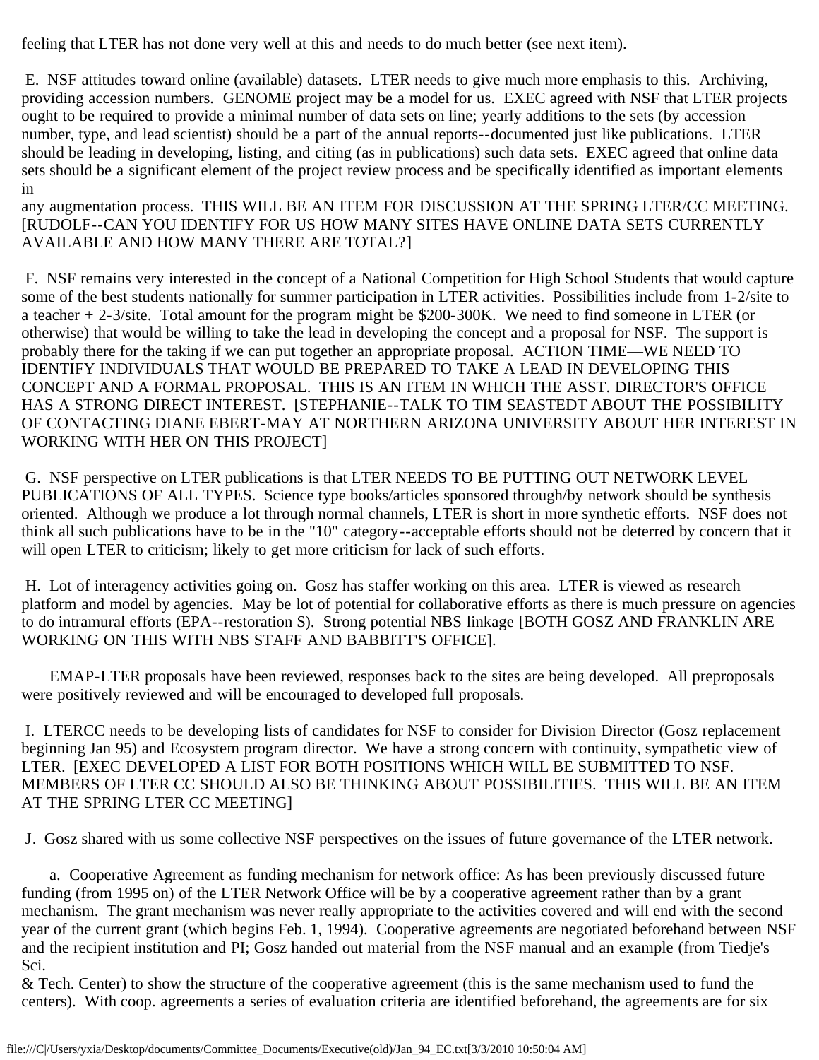feeling that LTER has not done very well at this and needs to do much better (see next item).

E. NSF attitudes toward online (available) datasets. LTER needs to give much more emphasis to this. Archiving, providing accession numbers. GENOME project may be a model for us. EXEC agreed with NSF that LTER projects ought to be required to provide a minimal number of data sets on line; yearly additions to the sets (by accession number, type, and lead scientist) should be a part of the annual reports--documented just like publications. LTER should be leading in developing, listing, and citing (as in publications) such data sets. EXEC agreed that online data sets should be a significant element of the project review process and be specifically identified as important elements in
any augmentation process. THIS WILL BE AN ITEM FOR DISCUSSION AT THE SPRING LTER/CC MEETING. [RUDOLF--CAN YOU IDENTIFY FOR US HOW MANY SITES HAVE ONLINE DATA SETS CURRENTLY AVAILABLE AND HOW MANY THERE ARE TOTAL?]

F. NSF remains very interested in the concept of a National Competition for High School Students that would capture some of the best students nationally for summer participation in LTER activities. Possibilities include from 1-2/site to a teacher + 2-3/site. Total amount for the program might be $200-300K. We need to find someone in LTER (or otherwise) that would be willing to take the lead in developing the concept and a proposal for NSF. The support is probably there for the taking if we can put together an appropriate proposal. ACTION TIME—WE NEED TO IDENTIFY INDIVIDUALS THAT WOULD BE PREPARED TO TAKE A LEAD IN DEVELOPING THIS CONCEPT AND A FORMAL PROPOSAL. THIS IS AN ITEM IN WHICH THE ASST. DIRECTOR'S OFFICE HAS A STRONG DIRECT INTEREST. [STEPHANIE--TALK TO TIM SEASTEDT ABOUT THE POSSIBILITY OF CONTACTING DIANE EBERT-MAY AT NORTHERN ARIZONA UNIVERSITY ABOUT HER INTEREST IN WORKING WITH HER ON THIS PROJECT]

G. NSF perspective on LTER publications is that LTER NEEDS TO BE PUTTING OUT NETWORK LEVEL PUBLICATIONS OF ALL TYPES. Science type books/articles sponsored through/by network should be synthesis oriented. Although we produce a lot through normal channels, LTER is short in more synthetic efforts. NSF does not think all such publications have to be in the "10" category--acceptable efforts should not be deterred by concern that it will open LTER to criticism; likely to get more criticism for lack of such efforts.

H. Lot of interagency activities going on. Gosz has staffer working on this area. LTER is viewed as research platform and model by agencies. May be lot of potential for collaborative efforts as there is much pressure on agencies to do intramural efforts (EPA--restoration $). Strong potential NBS linkage [BOTH GOSZ AND FRANKLIN ARE WORKING ON THIS WITH NBS STAFF AND BABBITT'S OFFICE].

EMAP-LTER proposals have been reviewed, responses back to the sites are being developed. All preproposals were positively reviewed and will be encouraged to developed full proposals.

I. LTERCC needs to be developing lists of candidates for NSF to consider for Division Director (Gosz replacement beginning Jan 95) and Ecosystem program director. We have a strong concern with continuity, sympathetic view of LTER. [EXEC DEVELOPED A LIST FOR BOTH POSITIONS WHICH WILL BE SUBMITTED TO NSF. MEMBERS OF LTER CC SHOULD ALSO BE THINKING ABOUT POSSIBILITIES. THIS WILL BE AN ITEM AT THE SPRING LTER CC MEETING]

J. Gosz shared with us some collective NSF perspectives on the issues of future governance of the LTER network.

a. Cooperative Agreement as funding mechanism for network office: As has been previously discussed future funding (from 1995 on) of the LTER Network Office will be by a cooperative agreement rather than by a grant mechanism. The grant mechanism was never really appropriate to the activities covered and will end with the second year of the current grant (which begins Feb. 1, 1994). Cooperative agreements are negotiated beforehand between NSF and the recipient institution and PI; Gosz handed out material from the NSF manual and an example (from Tiedje's Sci.
& Tech. Center) to show the structure of the cooperative agreement (this is the same mechanism used to fund the centers). With coop. agreements a series of evaluation criteria are identified beforehand, the agreements are for six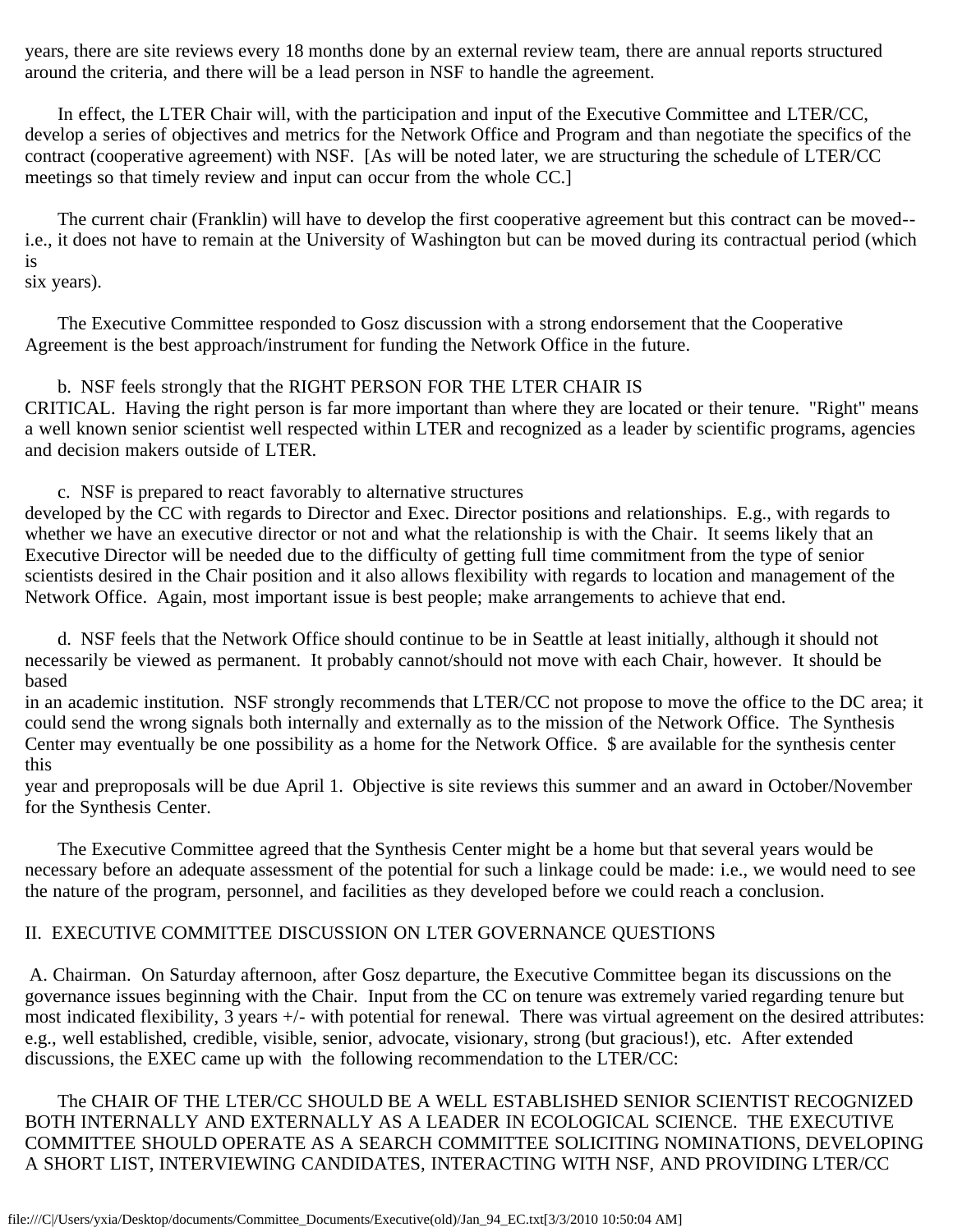years, there are site reviews every 18 months done by an external review team, there are annual reports structured around the criteria, and there will be a lead person in NSF to handle the agreement.

In effect, the LTER Chair will, with the participation and input of the Executive Committee and LTER/CC, develop a series of objectives and metrics for the Network Office and Program and than negotiate the specifics of the contract (cooperative agreement) with NSF. [As will be noted later, we are structuring the schedule of LTER/CC meetings so that timely review and input can occur from the whole CC.]

The current chair (Franklin) will have to develop the first cooperative agreement but this contract can be moved--i.e., it does not have to remain at the University of Washington but can be moved during its contractual period (which is six years).

The Executive Committee responded to Gosz discussion with a strong endorsement that the Cooperative Agreement is the best approach/instrument for funding the Network Office in the future.

b. NSF feels strongly that the RIGHT PERSON FOR THE LTER CHAIR IS CRITICAL. Having the right person is far more important than where they are located or their tenure. "Right" means a well known senior scientist well respected within LTER and recognized as a leader by scientific programs, agencies and decision makers outside of LTER.

c. NSF is prepared to react favorably to alternative structures developed by the CC with regards to Director and Exec. Director positions and relationships. E.g., with regards to whether we have an executive director or not and what the relationship is with the Chair. It seems likely that an Executive Director will be needed due to the difficulty of getting full time commitment from the type of senior scientists desired in the Chair position and it also allows flexibility with regards to location and management of the Network Office. Again, most important issue is best people; make arrangements to achieve that end.

d. NSF feels that the Network Office should continue to be in Seattle at least initially, although it should not necessarily be viewed as permanent. It probably cannot/should not move with each Chair, however. It should be based in an academic institution. NSF strongly recommends that LTER/CC not propose to move the office to the DC area; it could send the wrong signals both internally and externally as to the mission of the Network Office. The Synthesis Center may eventually be one possibility as a home for the Network Office. $ are available for the synthesis center this year and preproposals will be due April 1. Objective is site reviews this summer and an award in October/November for the Synthesis Center.

The Executive Committee agreed that the Synthesis Center might be a home but that several years would be necessary before an adequate assessment of the potential for such a linkage could be made: i.e., we would need to see the nature of the program, personnel, and facilities as they developed before we could reach a conclusion.

## II. EXECUTIVE COMMITTEE DISCUSSION ON LTER GOVERNANCE QUESTIONS

A. Chairman. On Saturday afternoon, after Gosz departure, the Executive Committee began its discussions on the governance issues beginning with the Chair. Input from the CC on tenure was extremely varied regarding tenure but most indicated flexibility, 3 years +/- with potential for renewal. There was virtual agreement on the desired attributes: e.g., well established, credible, visible, senior, advocate, visionary, strong (but gracious!), etc. After extended discussions, the EXEC came up with the following recommendation to the LTER/CC:

The CHAIR OF THE LTER/CC SHOULD BE A WELL ESTABLISHED SENIOR SCIENTIST RECOGNIZED BOTH INTERNALLY AND EXTERNALLY AS A LEADER IN ECOLOGICAL SCIENCE. THE EXECUTIVE COMMITTEE SHOULD OPERATE AS A SEARCH COMMITTEE SOLICITING NOMINATIONS, DEVELOPING A SHORT LIST, INTERVIEWING CANDIDATES, INTERACTING WITH NSF, AND PROVIDING LTER/CC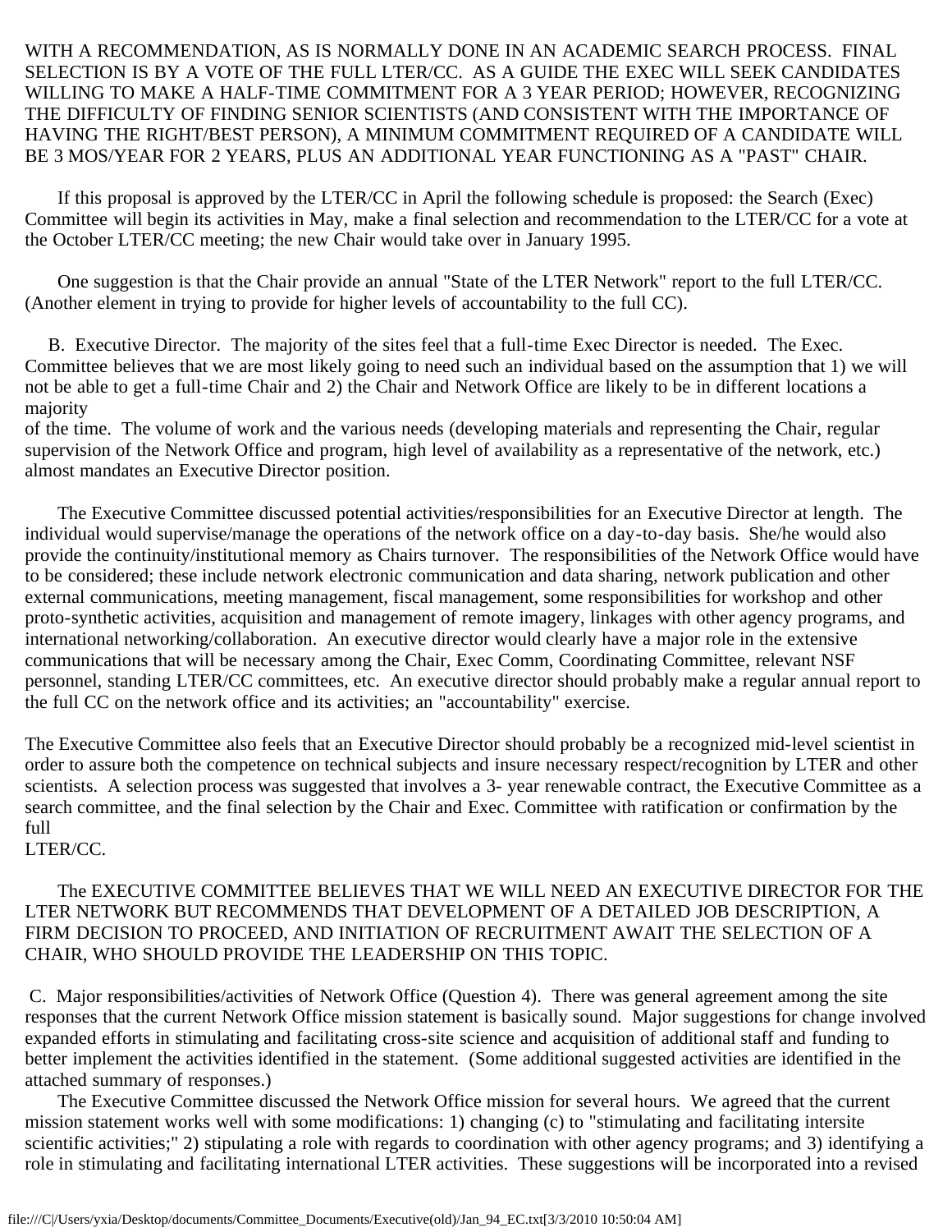WITH A RECOMMENDATION, AS IS NORMALLY DONE IN AN ACADEMIC SEARCH PROCESS. FINAL SELECTION IS BY A VOTE OF THE FULL LTER/CC. AS A GUIDE THE EXEC WILL SEEK CANDIDATES WILLING TO MAKE A HALF-TIME COMMITMENT FOR A 3 YEAR PERIOD; HOWEVER, RECOGNIZING THE DIFFICULTY OF FINDING SENIOR SCIENTISTS (AND CONSISTENT WITH THE IMPORTANCE OF HAVING THE RIGHT/BEST PERSON), A MINIMUM COMMITMENT REQUIRED OF A CANDIDATE WILL BE 3 MOS/YEAR FOR 2 YEARS, PLUS AN ADDITIONAL YEAR FUNCTIONING AS A "PAST" CHAIR.

If this proposal is approved by the LTER/CC in April the following schedule is proposed: the Search (Exec) Committee will begin its activities in May, make a final selection and recommendation to the LTER/CC for a vote at the October LTER/CC meeting; the new Chair would take over in January 1995.

One suggestion is that the Chair provide an annual "State of the LTER Network" report to the full LTER/CC. (Another element in trying to provide for higher levels of accountability to the full CC).

B. Executive Director. The majority of the sites feel that a full-time Exec Director is needed. The Exec. Committee believes that we are most likely going to need such an individual based on the assumption that 1) we will not be able to get a full-time Chair and 2) the Chair and Network Office are likely to be in different locations a majority of the time. The volume of work and the various needs (developing materials and representing the Chair, regular supervision of the Network Office and program, high level of availability as a representative of the network, etc.) almost mandates an Executive Director position.

The Executive Committee discussed potential activities/responsibilities for an Executive Director at length. The individual would supervise/manage the operations of the network office on a day-to-day basis. She/he would also provide the continuity/institutional memory as Chairs turnover. The responsibilities of the Network Office would have to be considered; these include network electronic communication and data sharing, network publication and other external communications, meeting management, fiscal management, some responsibilities for workshop and other proto-synthetic activities, acquisition and management of remote imagery, linkages with other agency programs, and international networking/collaboration. An executive director would clearly have a major role in the extensive communications that will be necessary among the Chair, Exec Comm, Coordinating Committee, relevant NSF personnel, standing LTER/CC committees, etc. An executive director should probably make a regular annual report to the full CC on the network office and its activities; an "accountability" exercise.

The Executive Committee also feels that an Executive Director should probably be a recognized mid-level scientist in order to assure both the competence on technical subjects and insure necessary respect/recognition by LTER and other scientists. A selection process was suggested that involves a 3- year renewable contract, the Executive Committee as a search committee, and the final selection by the Chair and Exec. Committee with ratification or confirmation by the full LTER/CC.

The EXECUTIVE COMMITTEE BELIEVES THAT WE WILL NEED AN EXECUTIVE DIRECTOR FOR THE LTER NETWORK BUT RECOMMENDS THAT DEVELOPMENT OF A DETAILED JOB DESCRIPTION, A FIRM DECISION TO PROCEED, AND INITIATION OF RECRUITMENT AWAIT THE SELECTION OF A CHAIR, WHO SHOULD PROVIDE THE LEADERSHIP ON THIS TOPIC.

C. Major responsibilities/activities of Network Office (Question 4). There was general agreement among the site responses that the current Network Office mission statement is basically sound. Major suggestions for change involved expanded efforts in stimulating and facilitating cross-site science and acquisition of additional staff and funding to better implement the activities identified in the statement. (Some additional suggested activities are identified in the attached summary of responses.)

The Executive Committee discussed the Network Office mission for several hours. We agreed that the current mission statement works well with some modifications: 1) changing (c) to "stimulating and facilitating intersite scientific activities;" 2) stipulating a role with regards to coordination with other agency programs; and 3) identifying a role in stimulating and facilitating international LTER activities. These suggestions will be incorporated into a revised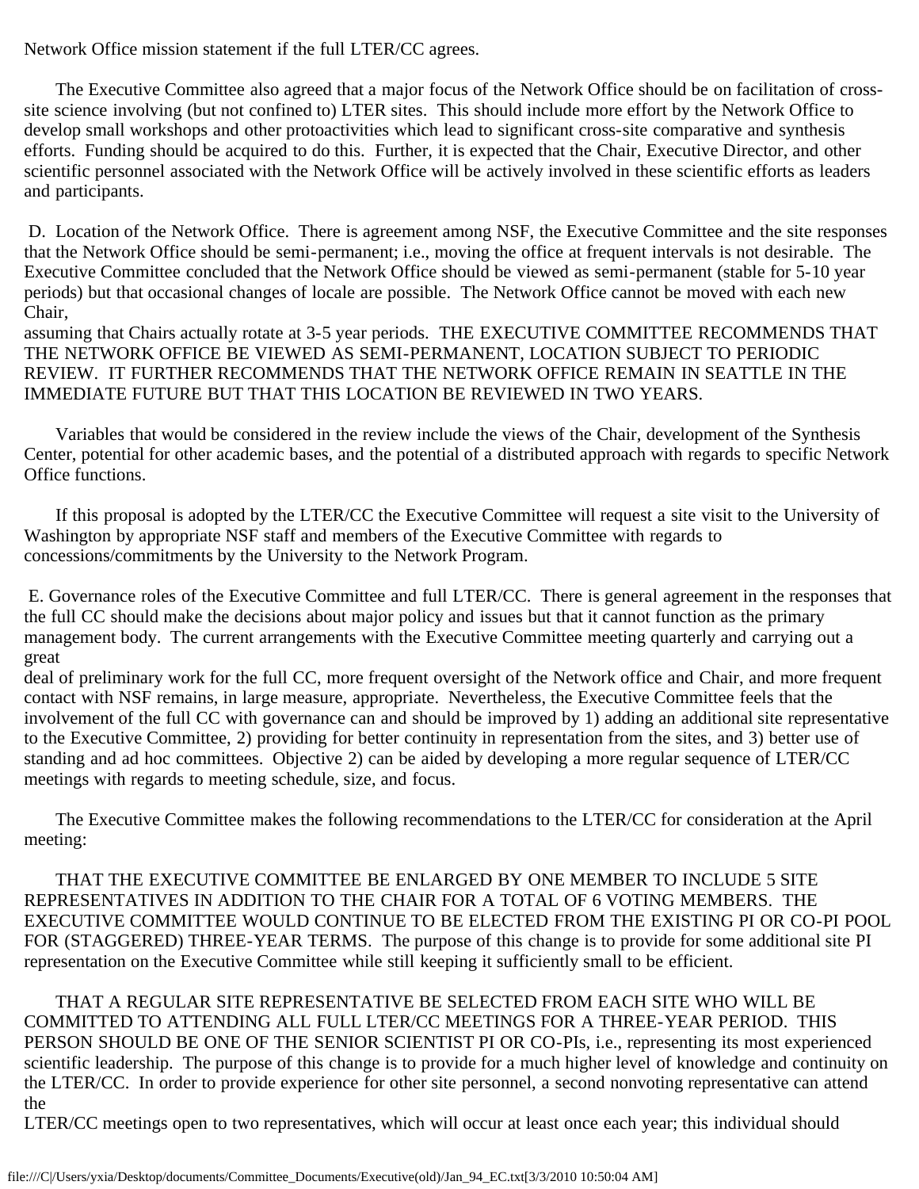Network Office mission statement if the full LTER/CC agrees.

The Executive Committee also agreed that a major focus of the Network Office should be on facilitation of cross-site science involving (but not confined to) LTER sites. This should include more effort by the Network Office to develop small workshops and other protoactivities which lead to significant cross-site comparative and synthesis efforts. Funding should be acquired to do this. Further, it is expected that the Chair, Executive Director, and other scientific personnel associated with the Network Office will be actively involved in these scientific efforts as leaders and participants.

D. Location of the Network Office. There is agreement among NSF, the Executive Committee and the site responses that the Network Office should be semi-permanent; i.e., moving the office at frequent intervals is not desirable. The Executive Committee concluded that the Network Office should be viewed as semi-permanent (stable for 5-10 year periods) but that occasional changes of locale are possible. The Network Office cannot be moved with each new Chair, assuming that Chairs actually rotate at 3-5 year periods. THE EXECUTIVE COMMITTEE RECOMMENDS THAT THE NETWORK OFFICE BE VIEWED AS SEMI-PERMANENT, LOCATION SUBJECT TO PERIODIC REVIEW. IT FURTHER RECOMMENDS THAT THE NETWORK OFFICE REMAIN IN SEATTLE IN THE IMMEDIATE FUTURE BUT THAT THIS LOCATION BE REVIEWED IN TWO YEARS.

Variables that would be considered in the review include the views of the Chair, development of the Synthesis Center, potential for other academic bases, and the potential of a distributed approach with regards to specific Network Office functions.

If this proposal is adopted by the LTER/CC the Executive Committee will request a site visit to the University of Washington by appropriate NSF staff and members of the Executive Committee with regards to concessions/commitments by the University to the Network Program.

E. Governance roles of the Executive Committee and full LTER/CC. There is general agreement in the responses that the full CC should make the decisions about major policy and issues but that it cannot function as the primary management body. The current arrangements with the Executive Committee meeting quarterly and carrying out a great deal of preliminary work for the full CC, more frequent oversight of the Network office and Chair, and more frequent contact with NSF remains, in large measure, appropriate. Nevertheless, the Executive Committee feels that the involvement of the full CC with governance can and should be improved by 1) adding an additional site representative to the Executive Committee, 2) providing for better continuity in representation from the sites, and 3) better use of standing and ad hoc committees. Objective 2) can be aided by developing a more regular sequence of LTER/CC meetings with regards to meeting schedule, size, and focus.

The Executive Committee makes the following recommendations to the LTER/CC for consideration at the April meeting:

THAT THE EXECUTIVE COMMITTEE BE ENLARGED BY ONE MEMBER TO INCLUDE 5 SITE REPRESENTATIVES IN ADDITION TO THE CHAIR FOR A TOTAL OF 6 VOTING MEMBERS. THE EXECUTIVE COMMITTEE WOULD CONTINUE TO BE ELECTED FROM THE EXISTING PI OR CO-PI POOL FOR (STAGGERED) THREE-YEAR TERMS. The purpose of this change is to provide for some additional site PI representation on the Executive Committee while still keeping it sufficiently small to be efficient.

THAT A REGULAR SITE REPRESENTATIVE BE SELECTED FROM EACH SITE WHO WILL BE COMMITTED TO ATTENDING ALL FULL LTER/CC MEETINGS FOR A THREE-YEAR PERIOD. THIS PERSON SHOULD BE ONE OF THE SENIOR SCIENTIST PI OR CO-PIs, i.e., representing its most experienced scientific leadership. The purpose of this change is to provide for a much higher level of knowledge and continuity on the LTER/CC. In order to provide experience for other site personnel, a second nonvoting representative can attend the LTER/CC meetings open to two representatives, which will occur at least once each year; this individual should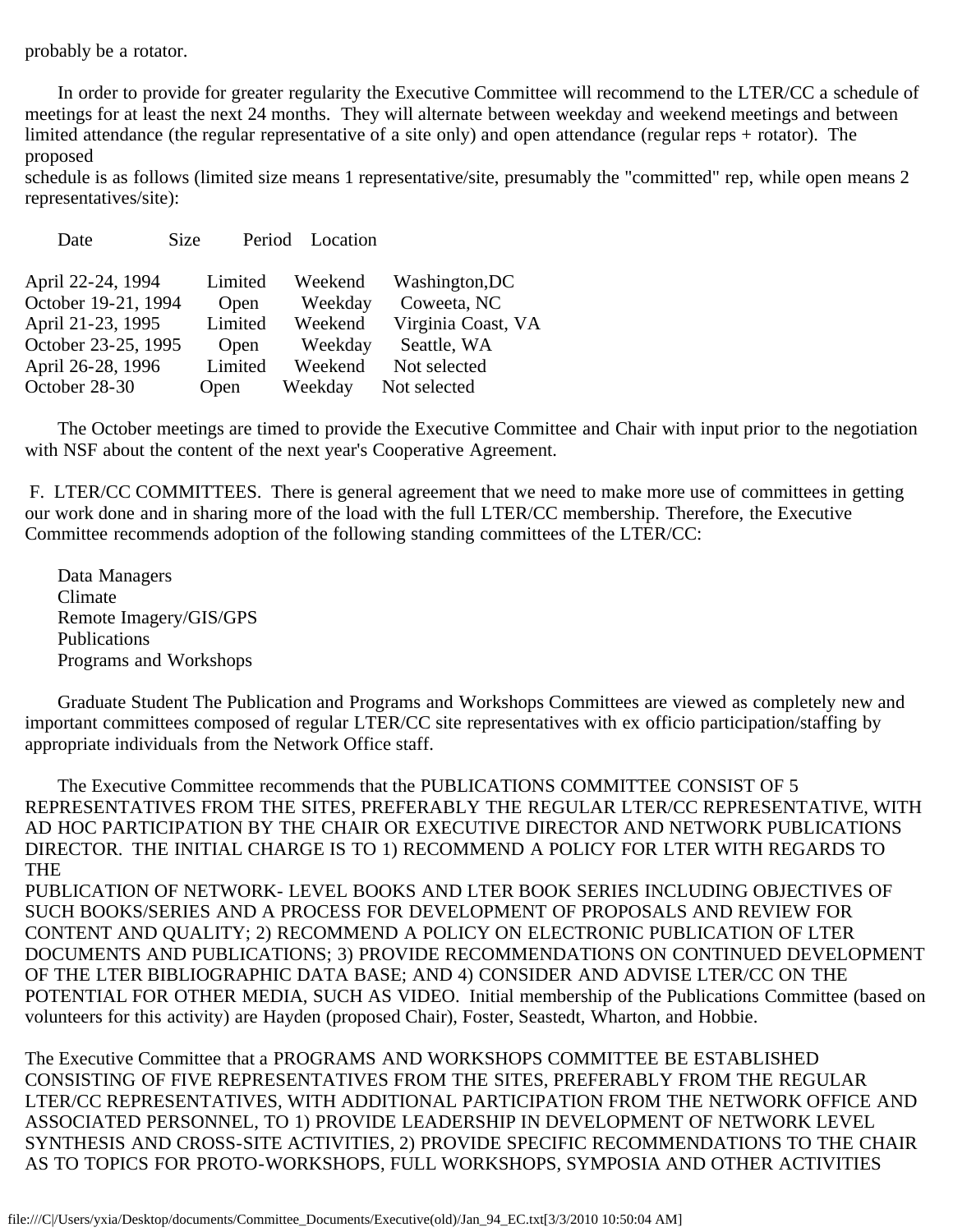probably be a rotator.

In order to provide for greater regularity the Executive Committee will recommend to the LTER/CC a schedule of meetings for at least the next 24 months. They will alternate between weekday and weekend meetings and between limited attendance (the regular representative of a site only) and open attendance (regular reps + rotator). The proposed
schedule is as follows (limited size means 1 representative/site, presumably the "committed" rep, while open means 2 representatives/site):

| Date | Size | Period | Location |
|---|---|---|---|
| April 22-24, 1994 | Limited | Weekend | Washington,DC |
| October 19-21, 1994 | Open | Weekday | Coweeta, NC |
| April 21-23, 1995 | Limited | Weekend | Virginia Coast, VA |
| October 23-25, 1995 | Open | Weekday | Seattle, WA |
| April 26-28, 1996 | Limited | Weekend | Not selected |
| October 28-30 | Open | Weekday | Not selected |

The October meetings are timed to provide the Executive Committee and Chair with input prior to the negotiation with NSF about the content of the next year's Cooperative Agreement.

F. LTER/CC COMMITTEES. There is general agreement that we need to make more use of committees in getting our work done and in sharing more of the load with the full LTER/CC membership. Therefore, the Executive Committee recommends adoption of the following standing committees of the LTER/CC:

Data Managers
Climate
Remote Imagery/GIS/GPS
Publications
Programs and Workshops

Graduate Student The Publication and Programs and Workshops Committees are viewed as completely new and important committees composed of regular LTER/CC site representatives with ex officio participation/staffing by appropriate individuals from the Network Office staff.

The Executive Committee recommends that the PUBLICATIONS COMMITTEE CONSIST OF 5 REPRESENTATIVES FROM THE SITES, PREFERABLY THE REGULAR LTER/CC REPRESENTATIVE, WITH AD HOC PARTICIPATION BY THE CHAIR OR EXECUTIVE DIRECTOR AND NETWORK PUBLICATIONS DIRECTOR. THE INITIAL CHARGE IS TO 1) RECOMMEND A POLICY FOR LTER WITH REGARDS TO THE
PUBLICATION OF NETWORK- LEVEL BOOKS AND LTER BOOK SERIES INCLUDING OBJECTIVES OF SUCH BOOKS/SERIES AND A PROCESS FOR DEVELOPMENT OF PROPOSALS AND REVIEW FOR CONTENT AND QUALITY; 2) RECOMMEND A POLICY ON ELECTRONIC PUBLICATION OF LTER DOCUMENTS AND PUBLICATIONS; 3) PROVIDE RECOMMENDATIONS ON CONTINUED DEVELOPMENT OF THE LTER BIBLIOGRAPHIC DATA BASE; AND 4) CONSIDER AND ADVISE LTER/CC ON THE POTENTIAL FOR OTHER MEDIA, SUCH AS VIDEO. Initial membership of the Publications Committee (based on volunteers for this activity) are Hayden (proposed Chair), Foster, Seastedt, Wharton, and Hobbie.

The Executive Committee that a PROGRAMS AND WORKSHOPS COMMITTEE BE ESTABLISHED CONSISTING OF FIVE REPRESENTATIVES FROM THE SITES, PREFERABLY FROM THE REGULAR LTER/CC REPRESENTATIVES, WITH ADDITIONAL PARTICIPATION FROM THE NETWORK OFFICE AND ASSOCIATED PERSONNEL, TO 1) PROVIDE LEADERSHIP IN DEVELOPMENT OF NETWORK LEVEL SYNTHESIS AND CROSS-SITE ACTIVITIES, 2) PROVIDE SPECIFIC RECOMMENDATIONS TO THE CHAIR AS TO TOPICS FOR PROTO-WORKSHOPS, FULL WORKSHOPS, SYMPOSIA AND OTHER ACTIVITIES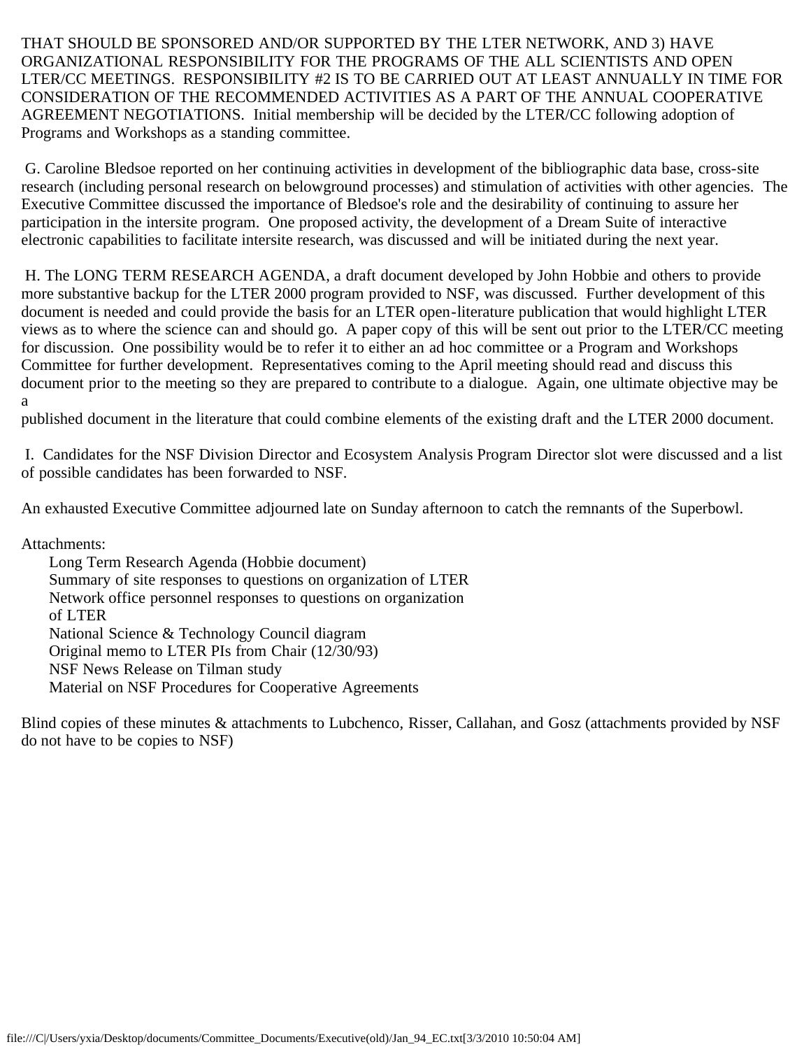THAT SHOULD BE SPONSORED AND/OR SUPPORTED BY THE LTER NETWORK, AND 3) HAVE ORGANIZATIONAL RESPONSIBILITY FOR THE PROGRAMS OF THE ALL SCIENTISTS AND OPEN LTER/CC MEETINGS. RESPONSIBILITY #2 IS TO BE CARRIED OUT AT LEAST ANNUALLY IN TIME FOR CONSIDERATION OF THE RECOMMENDED ACTIVITIES AS A PART OF THE ANNUAL COOPERATIVE AGREEMENT NEGOTIATIONS. Initial membership will be decided by the LTER/CC following adoption of Programs and Workshops as a standing committee.

G. Caroline Bledsoe reported on her continuing activities in development of the bibliographic data base, cross-site research (including personal research on belowground processes) and stimulation of activities with other agencies. The Executive Committee discussed the importance of Bledsoe's role and the desirability of continuing to assure her participation in the intersite program. One proposed activity, the development of a Dream Suite of interactive electronic capabilities to facilitate intersite research, was discussed and will be initiated during the next year.

H. The LONG TERM RESEARCH AGENDA, a draft document developed by John Hobbie and others to provide more substantive backup for the LTER 2000 program provided to NSF, was discussed. Further development of this document is needed and could provide the basis for an LTER open-literature publication that would highlight LTER views as to where the science can and should go. A paper copy of this will be sent out prior to the LTER/CC meeting for discussion. One possibility would be to refer it to either an ad hoc committee or a Program and Workshops Committee for further development. Representatives coming to the April meeting should read and discuss this document prior to the meeting so they are prepared to contribute to a dialogue. Again, one ultimate objective may be a
published document in the literature that could combine elements of the existing draft and the LTER 2000 document.

I. Candidates for the NSF Division Director and Ecosystem Analysis Program Director slot were discussed and a list of possible candidates has been forwarded to NSF.

An exhausted Executive Committee adjourned late on Sunday afternoon to catch the remnants of the Superbowl.

Attachments:
- Long Term Research Agenda (Hobbie document)
- Summary of site responses to questions on organization of LTER
- Network office personnel responses to questions on organization of LTER
- National Science & Technology Council diagram
- Original memo to LTER PIs from Chair (12/30/93)
- NSF News Release on Tilman study
- Material on NSF Procedures for Cooperative Agreements

Blind copies of these minutes & attachments to Lubchenco, Risser, Callahan, and Gosz (attachments provided by NSF do not have to be copies to NSF)